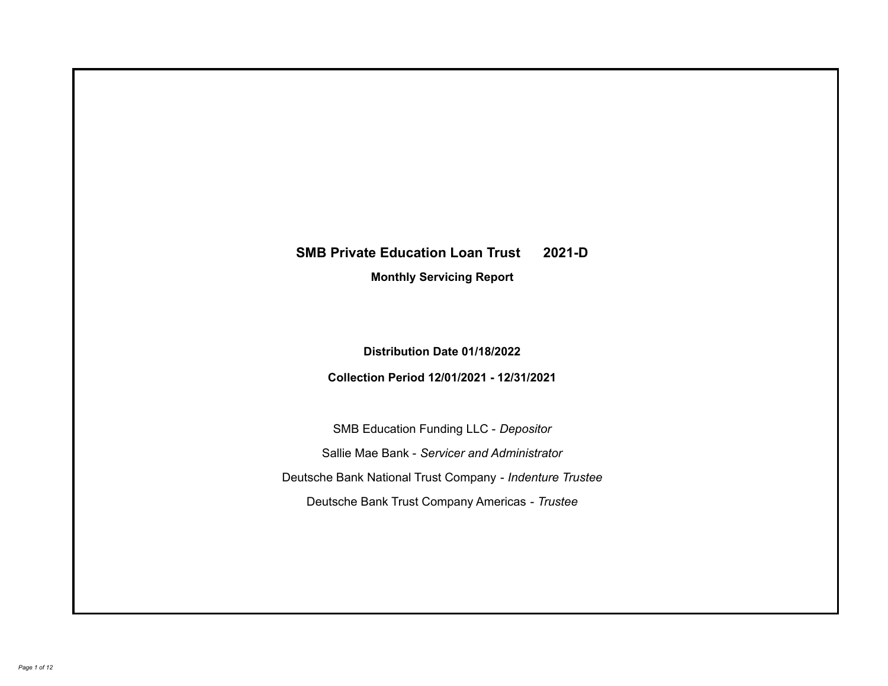# SMB Private Education Loan Trust 2021-D

## Monthly Servicing Report

**Distribution Date 01/18/2022**

**Collection Period 12/01/2021 - 12/31/2021**

SMB Education Funding LLC - *Depositor*

Sallie Mae Bank - *Servicer and Administrator*

Deutsche Bank National Trust Company - *Indenture Trustee*

Deutsche Bank Trust Company Americas - *Trustee*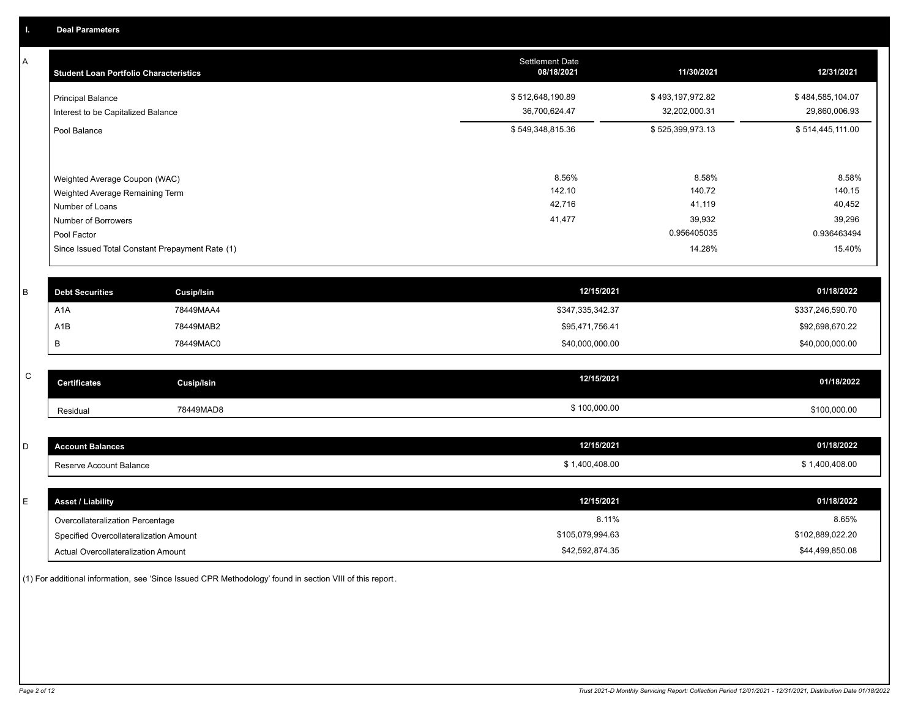## I. Deal Parameters

### A

| Student Loan Portfolio Characteristics | Settlement Date 08/18/2021 | 11/30/2021 | 12/31/2021 |
|---|---|---|---|
| Principal Balance | $ 512,648,190.89 | $ 493,197,972.82 | $ 484,585,104.07 |
| Interest to be Capitalized Balance | 36,700,624.47 | 32,202,000.31 | 29,860,006.93 |
| Pool Balance | $ 549,348,815.36 | $ 525,399,973.13 | $ 514,445,111.00 |
| Weighted Average Coupon (WAC) | 8.56% | 8.58% | 8.58% |
| Weighted Average Remaining Term | 142.10 | 140.72 | 140.15 |
| Number of Loans | 42,716 | 41,119 | 40,452 |
| Number of Borrowers | 41,477 | 39,932 | 39,296 |
| Pool Factor | | 0.956405035 | 0.936463494 |
| Since Issued Total Constant Prepayment Rate (1) | | 14.28% | 15.40% |

### B

| Debt Securities | Cusip/Isin | 12/15/2021 | 01/18/2022 |
|---|---|---|---|
| A1A | 78449MAA4 | $347,335,342.37 | $337,246,590.70 |
| A1B | 78449MAB2 | $95,471,756.41 | $92,698,670.22 |
| B | 78449MAC0 | $40,000,000.00 | $40,000,000.00 |

### C

| Certificates | Cusip/Isin | 12/15/2021 | 01/18/2022 |
|---|---|---|---|
| Residual | 78449MAD8 | $ 100,000.00 | $100,000.00 |

### D

| Account Balances | 12/15/2021 | 01/18/2022 |
|---|---|---|
| Reserve Account Balance | $ 1,400,408.00 | $ 1,400,408.00 |

### E

| Asset / Liability | 12/15/2021 | 01/18/2022 |
|---|---|---|
| Overcollateralization Percentage | 8.11% | 8.65% |
| Specified Overcollateralization Amount | $105,079,994.63 | $102,889,022.20 |
| Actual Overcollateralization Amount | $42,592,874.35 | $44,499,850.08 |

(1) For additional information, see 'Since Issued CPR Methodology' found in section VIII of this report.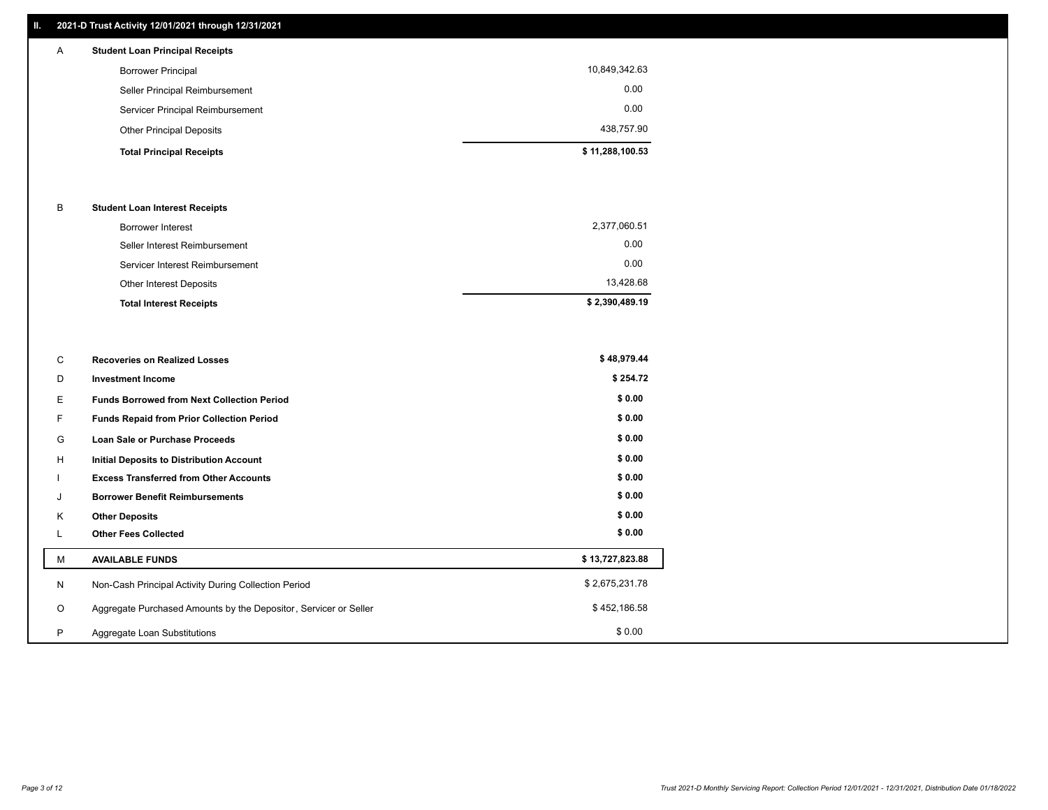## II. 2021-D Trust Activity 12/01/2021 through 12/31/2021

| | | |
|---|---|---|
| **A** | **Student Loan Principal Receipts** | |
| | Borrower Principal | 10,849,342.63 |
| | Seller Principal Reimbursement | 0.00 |
| | Servicer Principal Reimbursement | 0.00 |
| | Other Principal Deposits | 438,757.90 |
| | **Total Principal Receipts** | **$ 11,288,100.53** |
| **B** | **Student Loan Interest Receipts** | |
| | Borrower Interest | 2,377,060.51 |
| | Seller Interest Reimbursement | 0.00 |
| | Servicer Interest Reimbursement | 0.00 |
| | Other Interest Deposits | 13,428.68 |
| | **Total Interest Receipts** | **$ 2,390,489.19** |
| **C** | **Recoveries on Realized Losses** | **$ 48,979.44** |
| **D** | **Investment Income** | **$ 254.72** |
| **E** | **Funds Borrowed from Next Collection Period** | **$ 0.00** |
| **F** | **Funds Repaid from Prior Collection Period** | **$ 0.00** |
| **G** | **Loan Sale or Purchase Proceeds** | **$ 0.00** |
| **H** | **Initial Deposits to Distribution Account** | **$ 0.00** |
| **I** | **Excess Transferred from Other Accounts** | **$ 0.00** |
| **J** | **Borrower Benefit Reimbursements** | **$ 0.00** |
| **K** | **Other Deposits** | **$ 0.00** |
| **L** | **Other Fees Collected** | **$ 0.00** |
| **M** | **AVAILABLE FUNDS** | **$ 13,727,823.88** |
| N | Non-Cash Principal Activity During Collection Period | $ 2,675,231.78 |
| O | Aggregate Purchased Amounts by the Depositor, Servicer or Seller | $ 452,186.58 |
| P | Aggregate Loan Substitutions | $ 0.00 |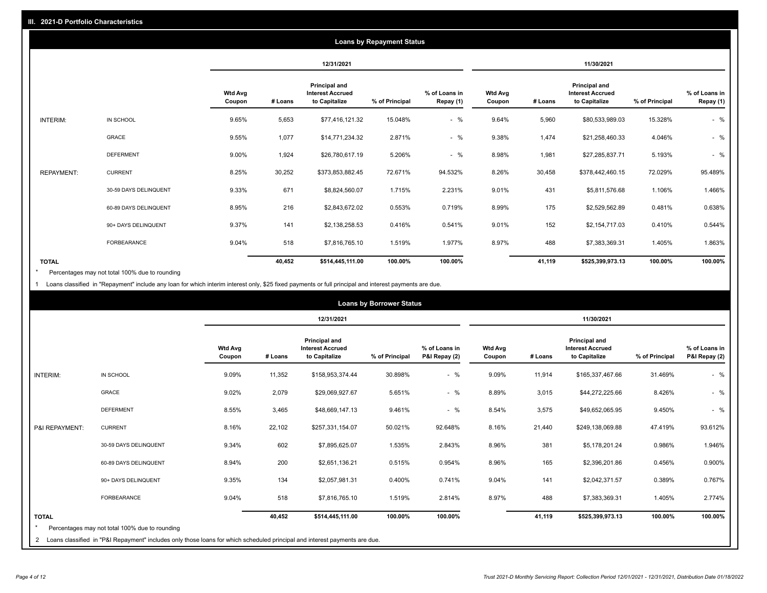## III. 2021-D Portfolio Characteristics

### Loans by Repayment Status

| | | 12/31/2021 | | | | | 11/30/2021 | | | | |
|---|---|---|---|---|---|---|---|---|---|---|---|
| | | Wtd Avg Coupon | # Loans | Principal and Interest Accrued to Capitalize | % of Principal | % of Loans in Repay (1) | Wtd Avg Coupon | # Loans | Principal and Interest Accrued to Capitalize | % of Principal | % of Loans in Repay (1) |
| INTERIM: | IN SCHOOL | 9.65% | 5,653 | $77,416,121.32 | 15.048% | - % | 9.64% | 5,960 | $80,533,989.03 | 15.328% | - % |
| | GRACE | 9.55% | 1,077 | $14,771,234.32 | 2.871% | - % | 9.38% | 1,474 | $21,258,460.33 | 4.046% | - % |
| | DEFERMENT | 9.00% | 1,924 | $26,780,617.19 | 5.206% | - % | 8.98% | 1,981 | $27,285,837.71 | 5.193% | - % |
| REPAYMENT: | CURRENT | 8.25% | 30,252 | $373,853,882.45 | 72.671% | 94.532% | 8.26% | 30,458 | $378,442,460.15 | 72.029% | 95.489% |
| | 30-59 DAYS DELINQUENT | 9.33% | 671 | $8,824,560.07 | 1.715% | 2.231% | 9.01% | 431 | $5,811,576.68 | 1.106% | 1.466% |
| | 60-89 DAYS DELINQUENT | 8.95% | 216 | $2,843,672.02 | 0.553% | 0.719% | 8.99% | 175 | $2,529,562.89 | 0.481% | 0.638% |
| | 90+ DAYS DELINQUENT | 9.37% | 141 | $2,138,258.53 | 0.416% | 0.541% | 9.01% | 152 | $2,154,717.03 | 0.410% | 0.544% |
| | FORBEARANCE | 9.04% | 518 | $7,816,765.10 | 1.519% | 1.977% | 8.97% | 488 | $7,383,369.31 | 1.405% | 1.863% |
| **TOTAL** | | | **40,452** | **$514,445,111.00** | **100.00%** | **100.00%** | | **41,119** | **$525,399,973.13** | **100.00%** | **100.00%** |

\* Percentages may not total 100% due to rounding

1 Loans classified in "Repayment" include any loan for which interim interest only, $25 fixed payments or full principal and interest payments are due.

### Loans by Borrower Status

| | | 12/31/2021 | | | | | 11/30/2021 | | | | |
|---|---|---|---|---|---|---|---|---|---|---|---|
| | | Wtd Avg Coupon | # Loans | Principal and Interest Accrued to Capitalize | % of Principal | % of Loans in P&I Repay (2) | Wtd Avg Coupon | # Loans | Principal and Interest Accrued to Capitalize | % of Principal | % of Loans in P&I Repay (2) |
| INTERIM: | IN SCHOOL | 9.09% | 11,352 | $158,953,374.44 | 30.898% | - % | 9.09% | 11,914 | $165,337,467.66 | 31.469% | - % |
| | GRACE | 9.02% | 2,079 | $29,069,927.67 | 5.651% | - % | 8.89% | 3,015 | $44,272,225.66 | 8.426% | - % |
| | DEFERMENT | 8.55% | 3,465 | $48,669,147.13 | 9.461% | - % | 8.54% | 3,575 | $49,652,065.95 | 9.450% | - % |
| P&I REPAYMENT: | CURRENT | 8.16% | 22,102 | $257,331,154.07 | 50.021% | 92.648% | 8.16% | 21,440 | $249,138,069.88 | 47.419% | 93.612% |
| | 30-59 DAYS DELINQUENT | 9.34% | 602 | $7,895,625.07 | 1.535% | 2.843% | 8.96% | 381 | $5,178,201.24 | 0.986% | 1.946% |
| | 60-89 DAYS DELINQUENT | 8.94% | 200 | $2,651,136.21 | 0.515% | 0.954% | 8.96% | 165 | $2,396,201.86 | 0.456% | 0.900% |
| | 90+ DAYS DELINQUENT | 9.35% | 134 | $2,057,981.31 | 0.400% | 0.741% | 9.04% | 141 | $2,042,371.57 | 0.389% | 0.767% |
| | FORBEARANCE | 9.04% | 518 | $7,816,765.10 | 1.519% | 2.814% | 8.97% | 488 | $7,383,369.31 | 1.405% | 2.774% |
| **TOTAL** | | | **40,452** | **$514,445,111.00** | **100.00%** | **100.00%** | | **41,119** | **$525,399,973.13** | **100.00%** | **100.00%** |

\* Percentages may not total 100% due to rounding

2 Loans classified in "P&I Repayment" includes only those loans for which scheduled principal and interest payments are due.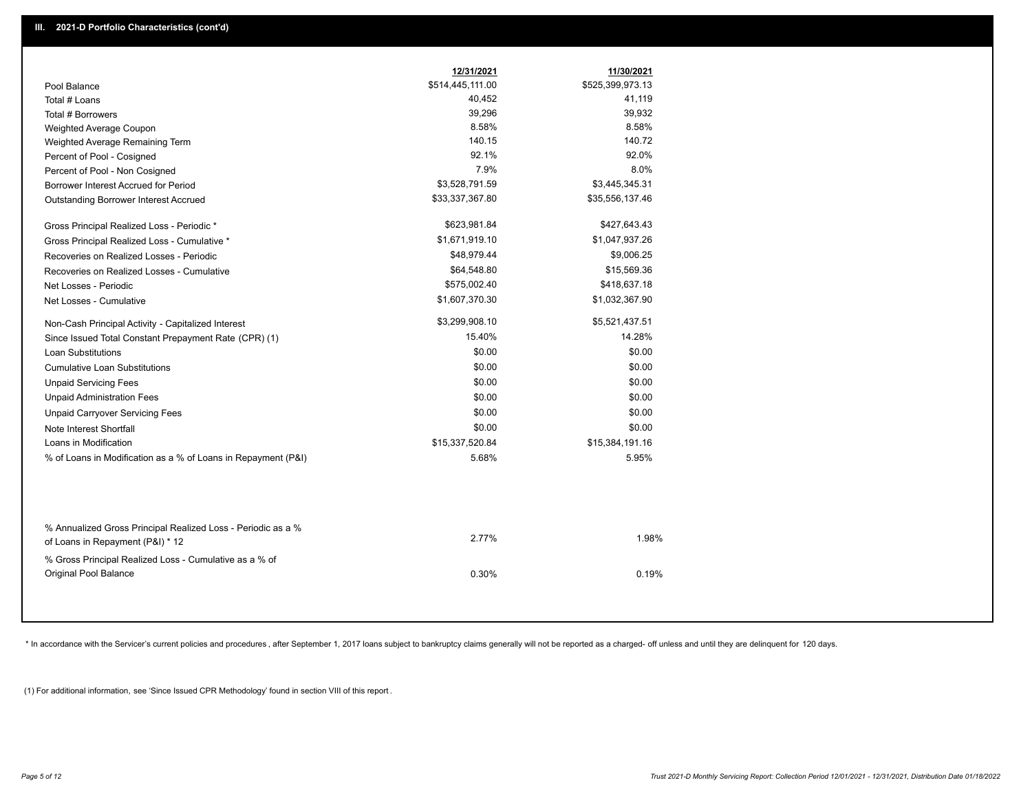## III. 2021-D Portfolio Characteristics (cont'd)

| | 12/31/2021 | 11/30/2021 |
|---|---|---|
| Pool Balance | $514,445,111.00 | $525,399,973.13 |
| Total # Loans | 40,452 | 41,119 |
| Total # Borrowers | 39,296 | 39,932 |
| Weighted Average Coupon | 8.58% | 8.58% |
| Weighted Average Remaining Term | 140.15 | 140.72 |
| Percent of Pool - Cosigned | 92.1% | 92.0% |
| Percent of Pool - Non Cosigned | 7.9% | 8.0% |
| Borrower Interest Accrued for Period | $3,528,791.59 | $3,445,345.31 |
| Outstanding Borrower Interest Accrued | $33,337,367.80 | $35,556,137.46 |
| Gross Principal Realized Loss - Periodic * | $623,981.84 | $427,643.43 |
| Gross Principal Realized Loss - Cumulative * | $1,671,919.10 | $1,047,937.26 |
| Recoveries on Realized Losses - Periodic | $48,979.44 | $9,006.25 |
| Recoveries on Realized Losses - Cumulative | $64,548.80 | $15,569.36 |
| Net Losses - Periodic | $575,002.40 | $418,637.18 |
| Net Losses - Cumulative | $1,607,370.30 | $1,032,367.90 |
| Non-Cash Principal Activity - Capitalized Interest | $3,299,908.10 | $5,521,437.51 |
| Since Issued Total Constant Prepayment Rate (CPR) (1) | 15.40% | 14.28% |
| Loan Substitutions | $0.00 | $0.00 |
| Cumulative Loan Substitutions | $0.00 | $0.00 |
| Unpaid Servicing Fees | $0.00 | $0.00 |
| Unpaid Administration Fees | $0.00 | $0.00 |
| Unpaid Carryover Servicing Fees | $0.00 | $0.00 |
| Note Interest Shortfall | $0.00 | $0.00 |
| Loans in Modification | $15,337,520.84 | $15,384,191.16 |
| % of Loans in Modification as a % of Loans in Repayment (P&I) | 5.68% | 5.95% |
| % Annualized Gross Principal Realized Loss - Periodic as a % of Loans in Repayment (P&I) * 12 | 2.77% | 1.98% |
| % Gross Principal Realized Loss - Cumulative as a % of Original Pool Balance | 0.30% | 0.19% |

* In accordance with the Servicer's current policies and procedures , after September 1, 2017 loans subject to bankruptcy claims generally will not be reported as a charged- off unless and until they are delinquent for 120 days.

(1) For additional information, see 'Since Issued CPR Methodology' found in section VIII of this report .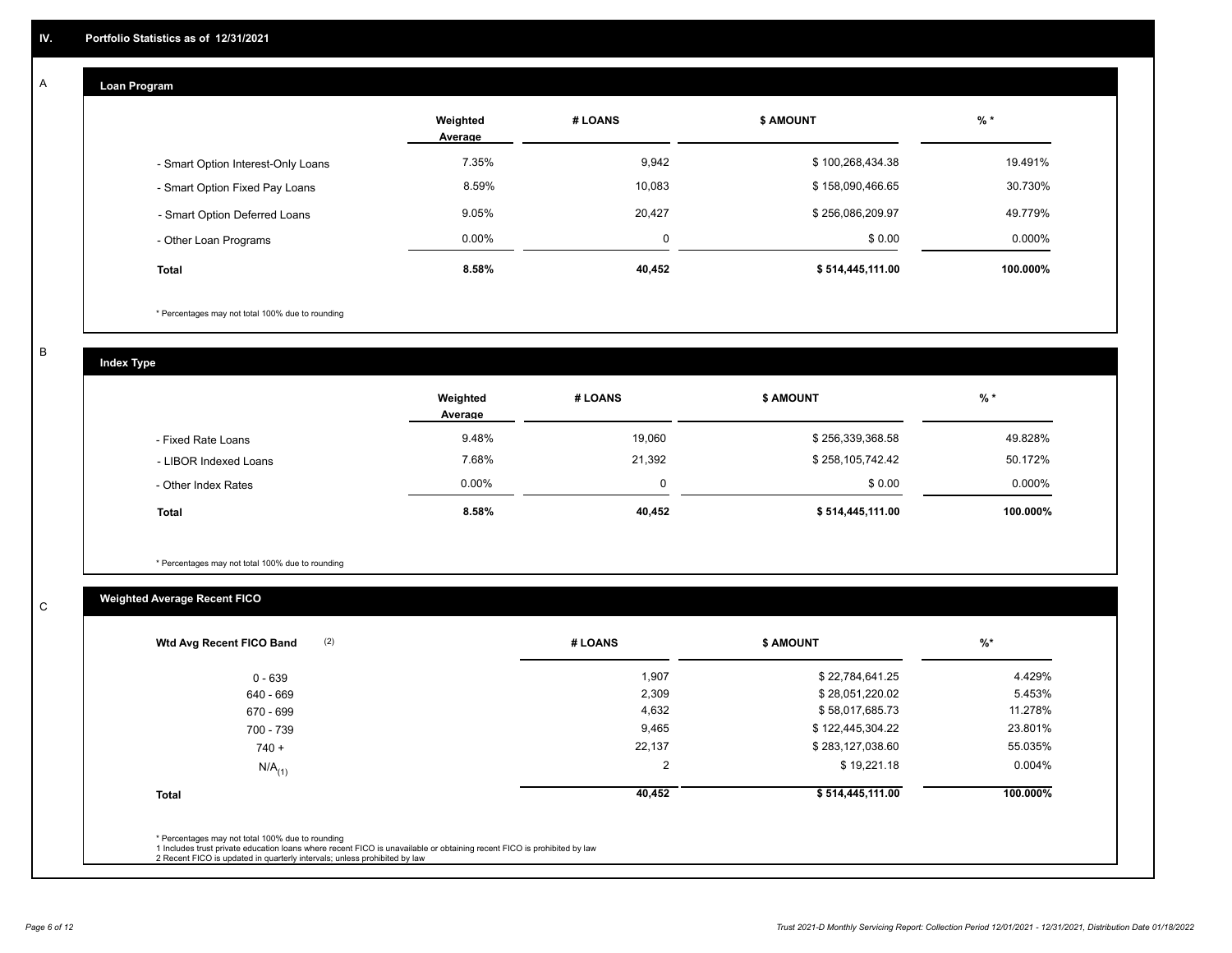# IV. Portfolio Statistics as of 12/31/2021

## A

### Loan Program

| | Weighted Average | # LOANS | $ AMOUNT | % * |
|---|---|---|---|---|
| - Smart Option Interest-Only Loans | 7.35% | 9,942 | $ 100,268,434.38 | 19.491% |
| - Smart Option Fixed Pay Loans | 8.59% | 10,083 | $ 158,090,466.65 | 30.730% |
| - Smart Option Deferred Loans | 9.05% | 20,427 | $ 256,086,209.97 | 49.779% |
| - Other Loan Programs | 0.00% | 0 | $ 0.00 | 0.000% |
| **Total** | **8.58%** | **40,452** | **$ 514,445,111.00** | **100.000%** |

\* Percentages may not total 100% due to rounding

## B

### Index Type

| | Weighted Average | # LOANS | $ AMOUNT | % * |
|---|---|---|---|---|
| - Fixed Rate Loans | 9.48% | 19,060 | $ 256,339,368.58 | 49.828% |
| - LIBOR Indexed Loans | 7.68% | 21,392 | $ 258,105,742.42 | 50.172% |
| - Other Index Rates | 0.00% | 0 | $ 0.00 | 0.000% |
| **Total** | **8.58%** | **40,452** | **$ 514,445,111.00** | **100.000%** |

\* Percentages may not total 100% due to rounding

## C

### Weighted Average Recent FICO

| Wtd Avg Recent FICO Band (2) | # LOANS | $ AMOUNT | %* |
|---|---|---|---|
| 0 - 639 | 1,907 | $ 22,784,641.25 | 4.429% |
| 640 - 669 | 2,309 | $ 28,051,220.02 | 5.453% |
| 670 - 699 | 4,632 | $ 58,017,685.73 | 11.278% |
| 700 - 739 | 9,465 | $ 122,445,304.22 | 23.801% |
| 740 + | 22,137 | $ 283,127,038.60 | 55.035% |
| N/A(1) | 2 | $ 19,221.18 | 0.004% |
| **Total** | **40,452** | **$ 514,445,111.00** | **100.000%** |

\* Percentages may not total 100% due to rounding
1 Includes trust private education loans where recent FICO is unavailable or obtaining recent FICO is prohibited by law
2 Recent FICO is updated in quarterly intervals; unless prohibited by law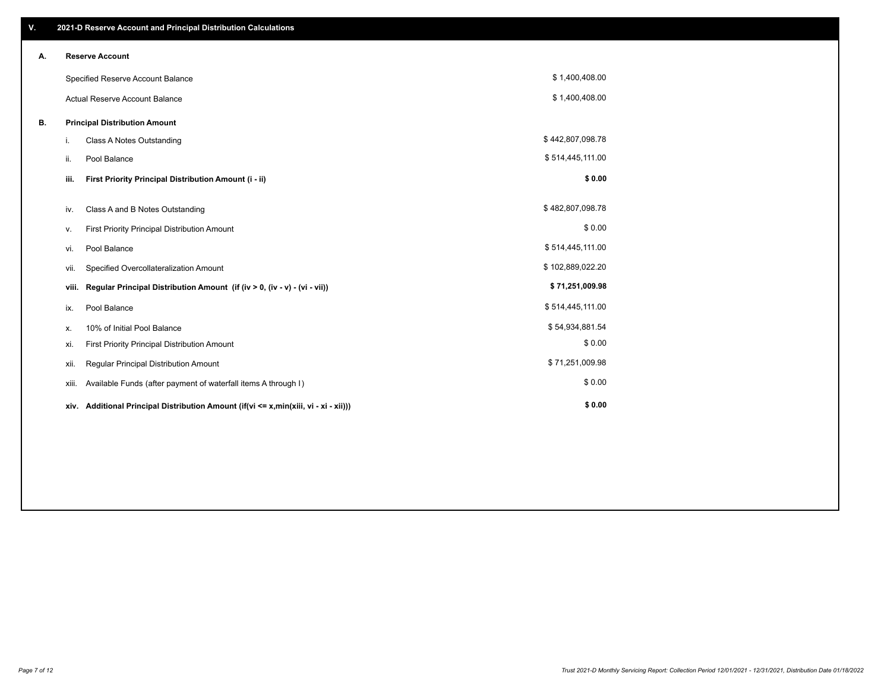## V. 2021-D Reserve Account and Principal Distribution Calculations

### A. Reserve Account

| | |
|---|---|
| Specified Reserve Account Balance | $ 1,400,408.00 |
| Actual Reserve Account Balance | $ 1,400,408.00 |

### B. Principal Distribution Amount

| | | |
|---|---|---|
| i. | Class A Notes Outstanding | $ 442,807,098.78 |
| ii. | Pool Balance | $ 514,445,111.00 |
| **iii.** | **First Priority Principal Distribution Amount (i - ii)** | **$ 0.00** |
| iv. | Class A and B Notes Outstanding | $ 482,807,098.78 |
| v. | First Priority Principal Distribution Amount | $ 0.00 |
| vi. | Pool Balance | $ 514,445,111.00 |
| vii. | Specified Overcollateralization Amount | $ 102,889,022.20 |
| **viii.** | **Regular Principal Distribution Amount (if (iv > 0, (iv - v) - (vi - vii))** | **$ 71,251,009.98** |
| ix. | Pool Balance | $ 514,445,111.00 |
| x. | 10% of Initial Pool Balance | $ 54,934,881.54 |
| xi. | First Priority Principal Distribution Amount | $ 0.00 |
| xii. | Regular Principal Distribution Amount | $ 71,251,009.98 |
| xiii. | Available Funds (after payment of waterfall items A through I) | $ 0.00 |
| **xiv.** | **Additional Principal Distribution Amount (if(vi <= x,min(xiii, vi - xi - xii)))** | **$ 0.00** |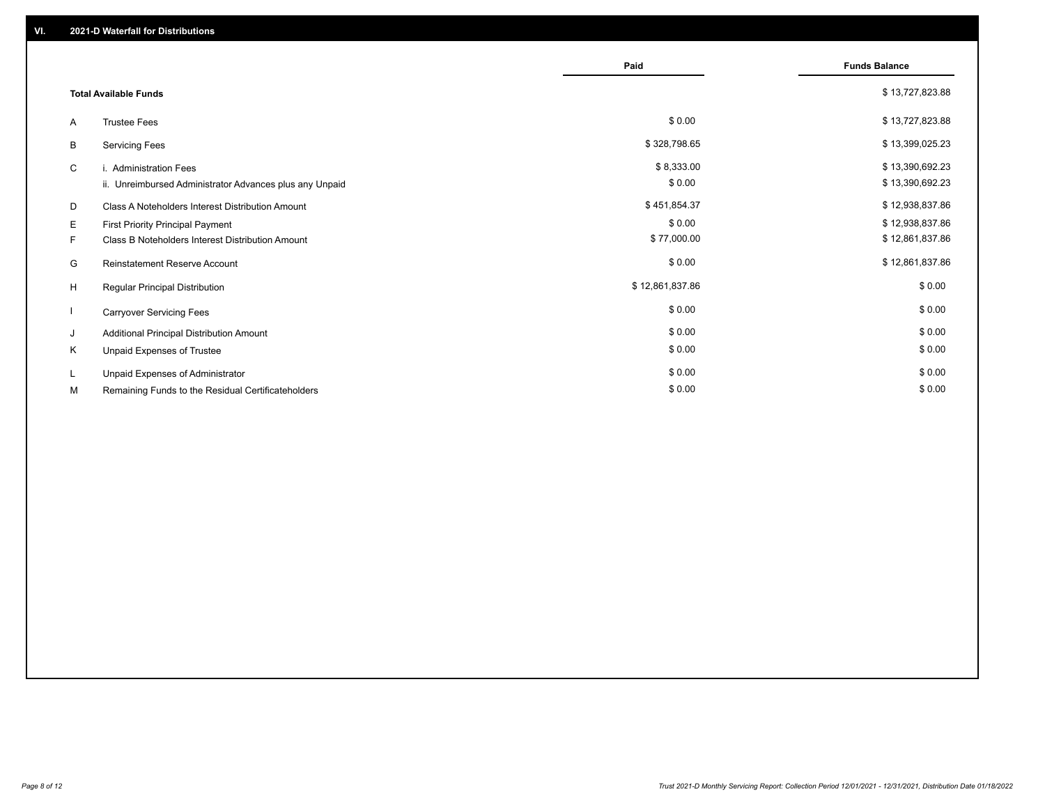## VI. 2021-D Waterfall for Distributions

| | | Paid | Funds Balance |
|---|---|---|---|
| | **Total Available Funds** | | $ 13,727,823.88 |
| A | Trustee Fees | $ 0.00 | $ 13,727,823.88 |
| B | Servicing Fees | $ 328,798.65 | $ 13,399,025.23 |
| C | i. Administration Fees | $ 8,333.00 | $ 13,390,692.23 |
| | ii. Unreimbursed Administrator Advances plus any Unpaid | $ 0.00 | $ 13,390,692.23 |
| D | Class A Noteholders Interest Distribution Amount | $ 451,854.37 | $ 12,938,837.86 |
| E | First Priority Principal Payment | $ 0.00 | $ 12,938,837.86 |
| F | Class B Noteholders Interest Distribution Amount | $ 77,000.00 | $ 12,861,837.86 |
| G | Reinstatement Reserve Account | $ 0.00 | $ 12,861,837.86 |
| H | Regular Principal Distribution | $ 12,861,837.86 | $ 0.00 |
| I | Carryover Servicing Fees | $ 0.00 | $ 0.00 |
| J | Additional Principal Distribution Amount | $ 0.00 | $ 0.00 |
| K | Unpaid Expenses of Trustee | $ 0.00 | $ 0.00 |
| L | Unpaid Expenses of Administrator | $ 0.00 | $ 0.00 |
| M | Remaining Funds to the Residual Certificateholders | $ 0.00 | $ 0.00 |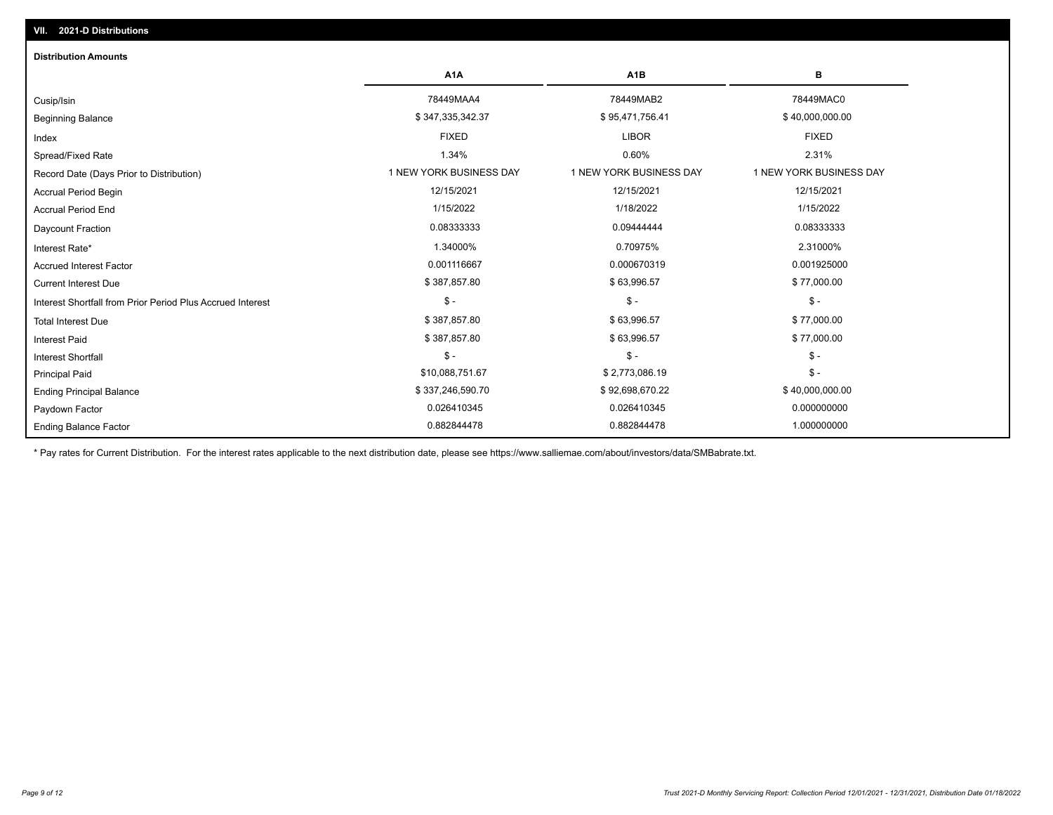## VII. 2021-D Distributions

### Distribution Amounts

| | A1A | A1B | B |
|---|---|---|---|
| Cusip/Isin | 78449MAA4 | 78449MAB2 | 78449MAC0 |
| Beginning Balance | $ 347,335,342.37 | $ 95,471,756.41 | $ 40,000,000.00 |
| Index | FIXED | LIBOR | FIXED |
| Spread/Fixed Rate | 1.34% | 0.60% | 2.31% |
| Record Date (Days Prior to Distribution) | 1 NEW YORK BUSINESS DAY | 1 NEW YORK BUSINESS DAY | 1 NEW YORK BUSINESS DAY |
| Accrual Period Begin | 12/15/2021 | 12/15/2021 | 12/15/2021 |
| Accrual Period End | 1/15/2022 | 1/18/2022 | 1/15/2022 |
| Daycount Fraction | 0.08333333 | 0.09444444 | 0.08333333 |
| Interest Rate* | 1.34000% | 0.70975% | 2.31000% |
| Accrued Interest Factor | 0.001116667 | 0.000670319 | 0.001925000 |
| Current Interest Due | $ 387,857.80 | $ 63,996.57 | $ 77,000.00 |
| Interest Shortfall from Prior Period Plus Accrued Interest | $ - | $ - | $ - |
| Total Interest Due | $ 387,857.80 | $ 63,996.57 | $ 77,000.00 |
| Interest Paid | $ 387,857.80 | $ 63,996.57 | $ 77,000.00 |
| Interest Shortfall | $ - | $ - | $ - |
| Principal Paid | $10,088,751.67 | $ 2,773,086.19 | $ - |
| Ending Principal Balance | $ 337,246,590.70 | $ 92,698,670.22 | $ 40,000,000.00 |
| Paydown Factor | 0.026410345 | 0.026410345 | 0.000000000 |
| Ending Balance Factor | 0.882844478 | 0.882844478 | 1.000000000 |

* Pay rates for Current Distribution. For the interest rates applicable to the next distribution date, please see https://www.salliemae.com/about/investors/data/SMBabrate.txt.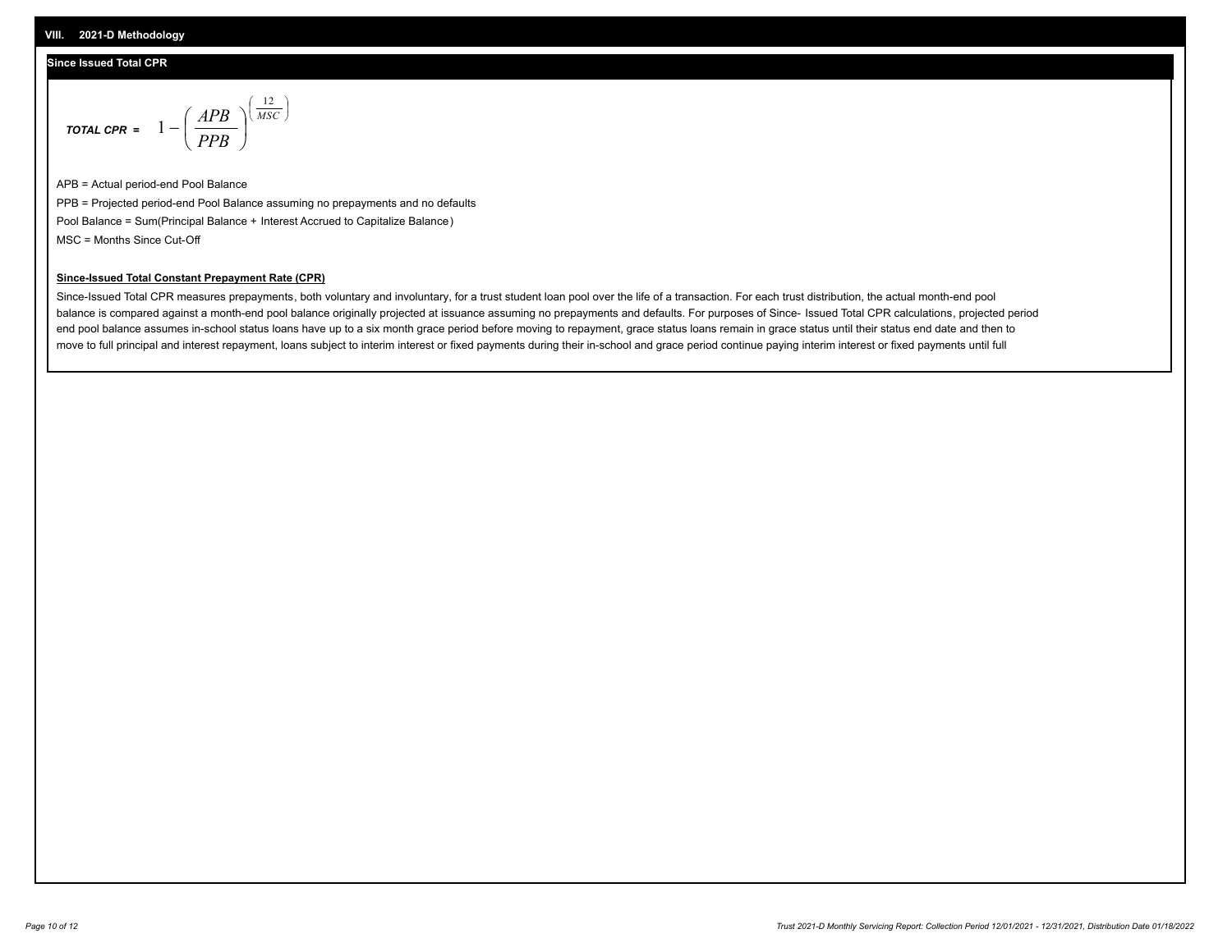## VIII. 2021-D Methodology

### Since Issued Total CPR

***TOTAL CPR =*** $$1 - \left( \frac{APB}{PPB} \right)^{\left( \frac{12}{MSC} \right)}$$

APB = Actual period-end Pool Balance

PPB = Projected period-end Pool Balance assuming no prepayments and no defaults

Pool Balance = Sum(Principal Balance + Interest Accrued to Capitalize Balance)

MSC = Months Since Cut-Off

**Since-Issued Total Constant Prepayment Rate (CPR)**

Since-Issued Total CPR measures prepayments, both voluntary and involuntary, for a trust student loan pool over the life of a transaction. For each trust distribution, the actual month-end pool balance is compared against a month-end pool balance originally projected at issuance assuming no prepayments and defaults. For purposes of Since- Issued Total CPR calculations, projected period end pool balance assumes in-school status loans have up to a six month grace period before moving to repayment, grace status loans remain in grace status until their status end date and then to move to full principal and interest repayment, loans subject to interim interest or fixed payments during their in-school and grace period continue paying interim interest or fixed payments until full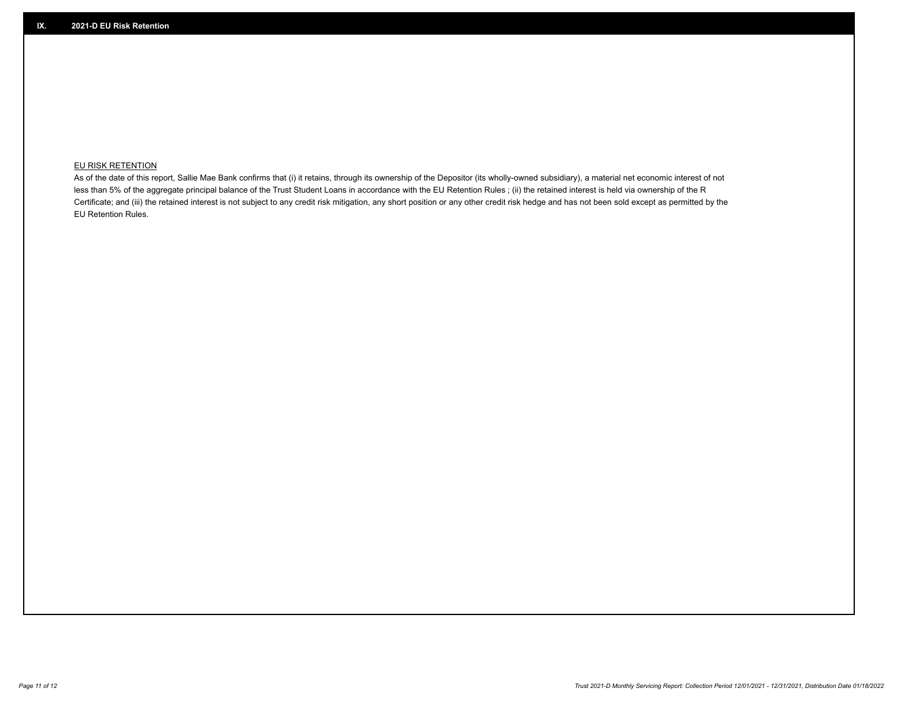## IX. 2021-D EU Risk Retention

EU RISK RETENTION

As of the date of this report, Sallie Mae Bank confirms that (i) it retains, through its ownership of the Depositor (its wholly-owned subsidiary), a material net economic interest of not less than 5% of the aggregate principal balance of the Trust Student Loans in accordance with the EU Retention Rules ; (ii) the retained interest is held via ownership of the R Certificate; and (iii) the retained interest is not subject to any credit risk mitigation, any short position or any other credit risk hedge and has not been sold except as permitted by the EU Retention Rules.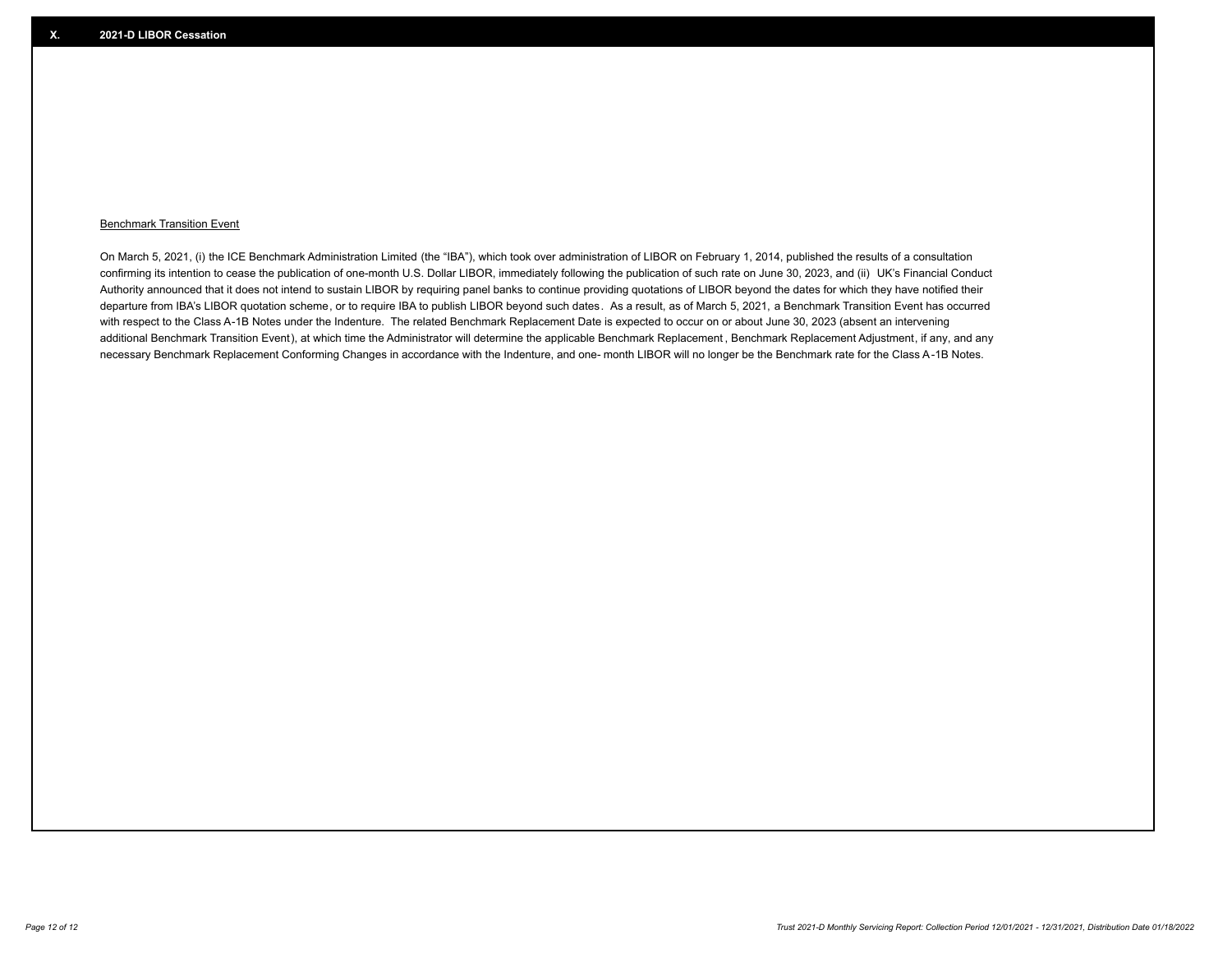## X. 2021-D LIBOR Cessation

Benchmark Transition Event

On March 5, 2021, (i) the ICE Benchmark Administration Limited (the "IBA"), which took over administration of LIBOR on February 1, 2014, published the results of a consultation confirming its intention to cease the publication of one-month U.S. Dollar LIBOR, immediately following the publication of such rate on June 30, 2023, and (ii) UK's Financial Conduct Authority announced that it does not intend to sustain LIBOR by requiring panel banks to continue providing quotations of LIBOR beyond the dates for which they have notified their departure from IBA's LIBOR quotation scheme, or to require IBA to publish LIBOR beyond such dates. As a result, as of March 5, 2021, a Benchmark Transition Event has occurred with respect to the Class A-1B Notes under the Indenture. The related Benchmark Replacement Date is expected to occur on or about June 30, 2023 (absent an intervening additional Benchmark Transition Event), at which time the Administrator will determine the applicable Benchmark Replacement, Benchmark Replacement Adjustment, if any, and any necessary Benchmark Replacement Conforming Changes in accordance with the Indenture, and one- month LIBOR will no longer be the Benchmark rate for the Class A-1B Notes.